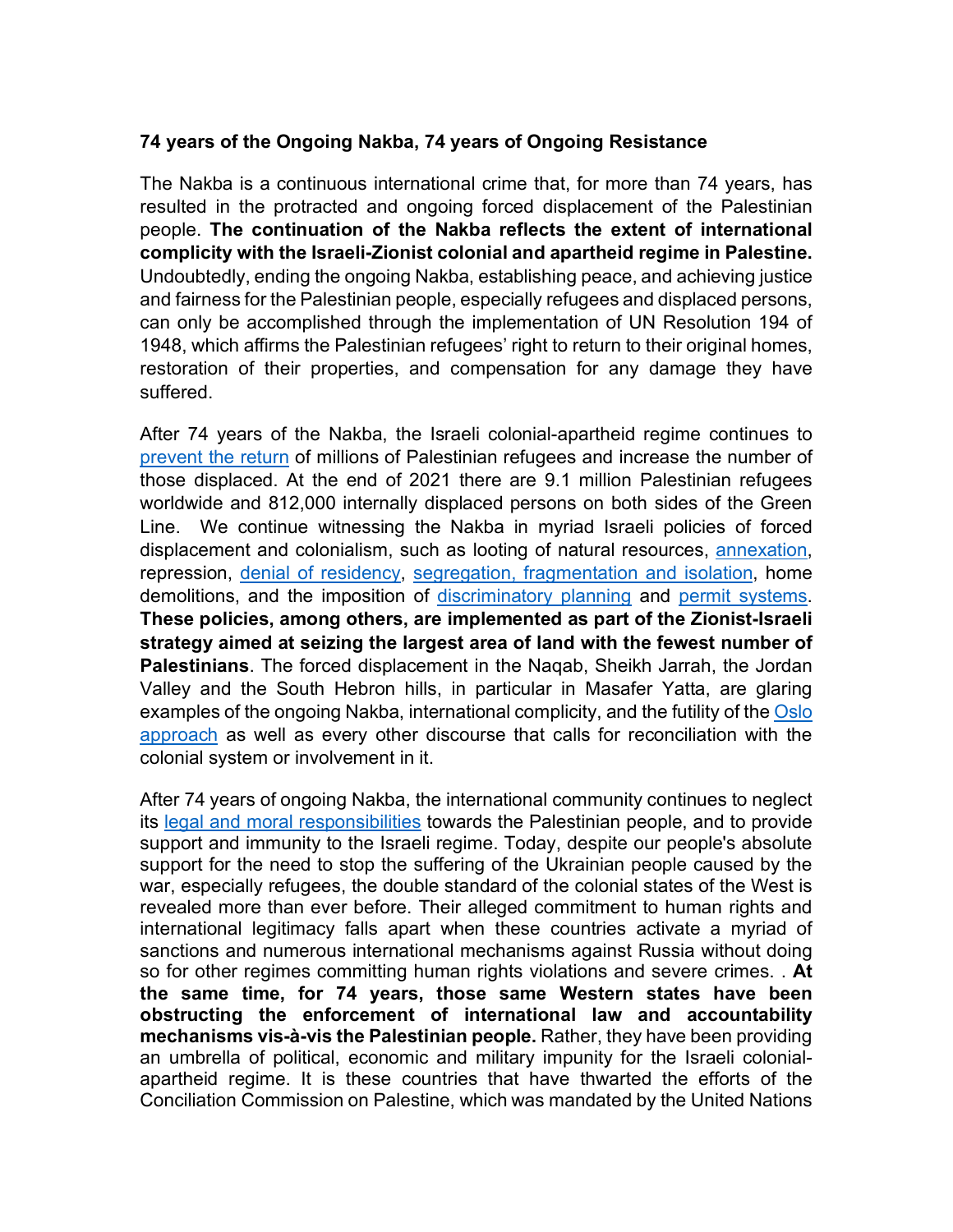**74 years of the Ongoing Nakba, 74 years of Ongoing Resistance**

The Nakba is a continuous international crime that, for more than 74 years, has resulted in the protracted and ongoing forced displacement of the Palestinian people. **The continuation of the Nakba reflects the extent of international complicity with the Israeli-Zionist colonial and apartheid regime in Palestine.** Undoubtedly, ending the ongoing Nakba, establishing peace, and achieving justice and fairness for the Palestinian people, especially refugees and displaced persons, can only be accomplished through the implementation of UN Resolution 194 of 1948, which affirms the Palestinian refugees' right to return to their original homes, restoration of their properties, and compensation for any damage they have suffered.

After 74 years of the Nakba, the Israeli colonial-apartheid regime continues to prevent the return of millions of Palestinian refugees and increase the number of those displaced. At the end of 2021 there are 9.1 million Palestinian refugees worldwide and 812,000 internally displaced persons on both sides of the Green Line. We continue witnessing the Nakba in myriad Israeli policies of forced displacement and colonialism, such as looting of natural resources, annexation, repression, denial of residency, segregation, fragmentation and isolation, home demolitions, and the imposition of discriminatory planning and permit systems. **These policies, among others, are implemented as part of the Zionist-Israeli strategy aimed at seizing the largest area of land with the fewest number of Palestinians**. The forced displacement in the Naqab, Sheikh Jarrah, the Jordan Valley and the South Hebron hills, in particular in Masafer Yatta, are glaring examples of the ongoing Nakba, international complicity, and the futility of the Oslo approach as well as every other discourse that calls for reconciliation with the colonial system or involvement in it.

After 74 years of ongoing Nakba, the international community continues to neglect its legal and moral responsibilities towards the Palestinian people, and to provide support and immunity to the Israeli regime. Today, despite our people's absolute support for the need to stop the suffering of the Ukrainian people caused by the war, especially refugees, the double standard of the colonial states of the West is revealed more than ever before. Their alleged commitment to human rights and international legitimacy falls apart when these countries activate a myriad of sanctions and numerous international mechanisms against Russia without doing so for other regimes committing human rights violations and severe crimes. . **At the same time, for 74 years, those same Western states have been obstructing the enforcement of international law and accountability mechanisms vis-à-vis the Palestinian people.** Rather, they have been providing an umbrella of political, economic and military impunity for the Israeli colonial-apartheid regime. It is these countries that have thwarted the efforts of the Conciliation Commission on Palestine, which was mandated by the United Nations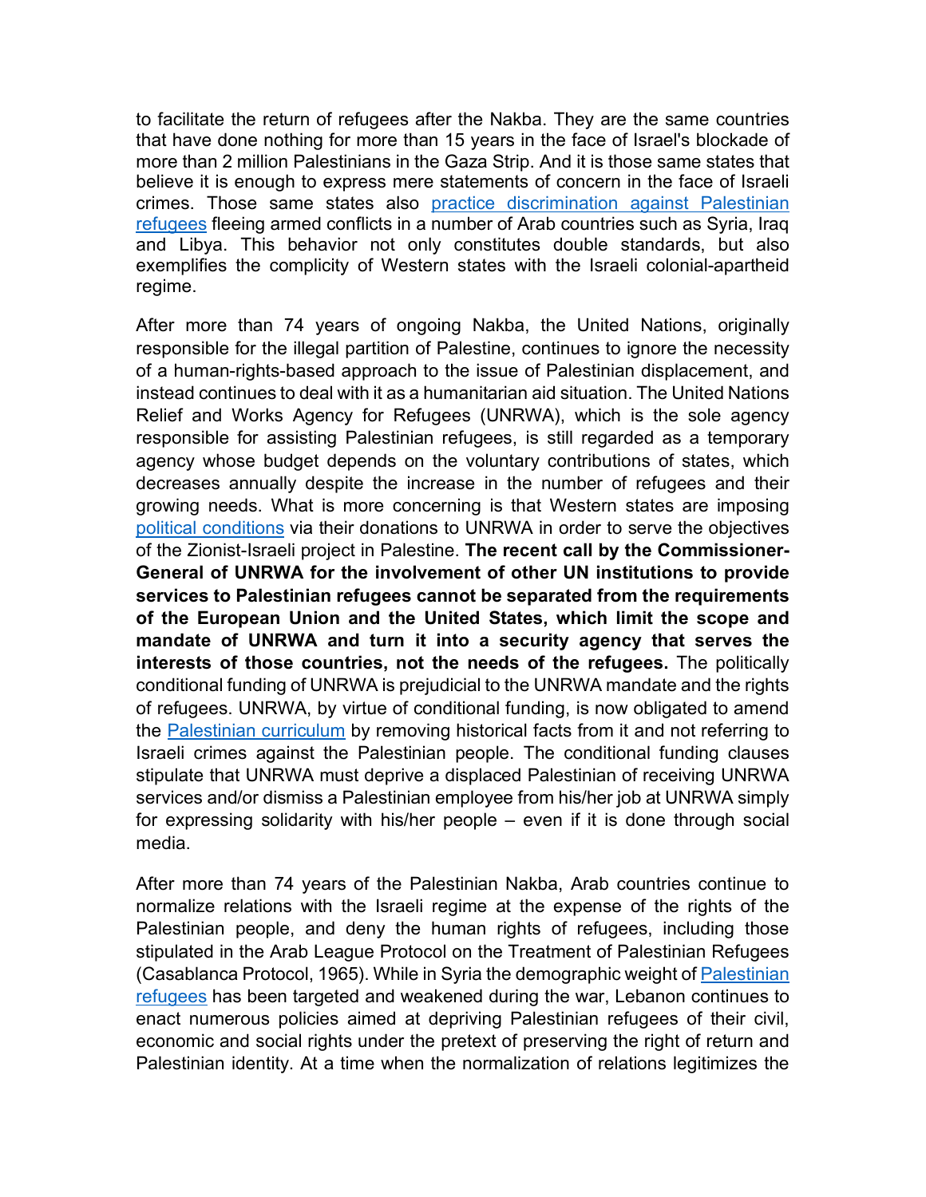to facilitate the return of refugees after the Nakba. They are the same countries that have done nothing for more than 15 years in the face of Israel's blockade of more than 2 million Palestinians in the Gaza Strip. And it is those same states that believe it is enough to express mere statements of concern in the face of Israeli crimes. Those same states also practice discrimination against Palestinian refugees fleeing armed conflicts in a number of Arab countries such as Syria, Iraq and Libya. This behavior not only constitutes double standards, but also exemplifies the complicity of Western states with the Israeli colonial-apartheid regime.

After more than 74 years of ongoing Nakba, the United Nations, originally responsible for the illegal partition of Palestine, continues to ignore the necessity of a human-rights-based approach to the issue of Palestinian displacement, and instead continues to deal with it as a humanitarian aid situation. The United Nations Relief and Works Agency for Refugees (UNRWA), which is the sole agency responsible for assisting Palestinian refugees, is still regarded as a temporary agency whose budget depends on the voluntary contributions of states, which decreases annually despite the increase in the number of refugees and their growing needs. What is more concerning is that Western states are imposing political conditions via their donations to UNRWA in order to serve the objectives of the Zionist-Israeli project in Palestine. **The recent call by the Commissioner-General of UNRWA for the involvement of other UN institutions to provide services to Palestinian refugees cannot be separated from the requirements of the European Union and the United States, which limit the scope and mandate of UNRWA and turn it into a security agency that serves the interests of those countries, not the needs of the refugees.** The politically conditional funding of UNRWA is prejudicial to the UNRWA mandate and the rights of refugees. UNRWA, by virtue of conditional funding, is now obligated to amend the Palestinian curriculum by removing historical facts from it and not referring to Israeli crimes against the Palestinian people. The conditional funding clauses stipulate that UNRWA must deprive a displaced Palestinian of receiving UNRWA services and/or dismiss a Palestinian employee from his/her job at UNRWA simply for expressing solidarity with his/her people – even if it is done through social media.

After more than 74 years of the Palestinian Nakba, Arab countries continue to normalize relations with the Israeli regime at the expense of the rights of the Palestinian people, and deny the human rights of refugees, including those stipulated in the Arab League Protocol on the Treatment of Palestinian Refugees (Casablanca Protocol, 1965). While in Syria the demographic weight of Palestinian refugees has been targeted and weakened during the war, Lebanon continues to enact numerous policies aimed at depriving Palestinian refugees of their civil, economic and social rights under the pretext of preserving the right of return and Palestinian identity. At a time when the normalization of relations legitimizes the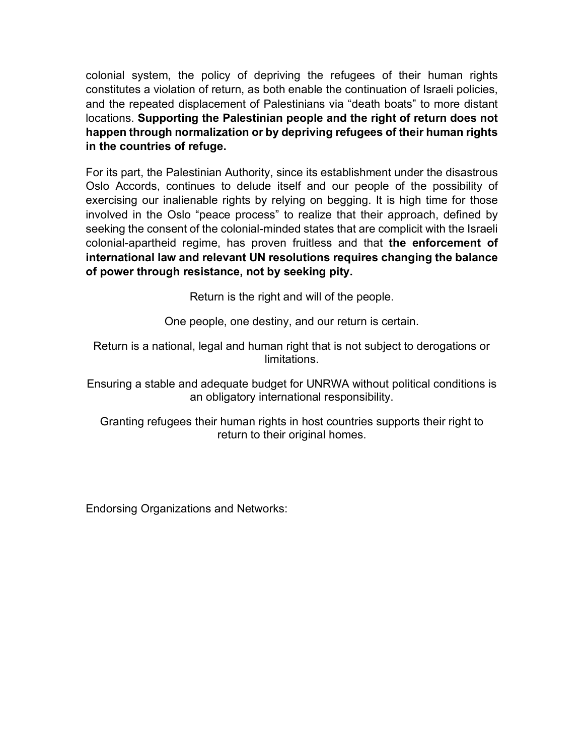colonial system, the policy of depriving the refugees of their human rights constitutes a violation of return, as both enable the continuation of Israeli policies, and the repeated displacement of Palestinians via “death boats” to more distant locations. **Supporting the Palestinian people and the right of return does not happen through normalization or by depriving refugees of their human rights in the countries of refuge.**

For its part, the Palestinian Authority, since its establishment under the disastrous Oslo Accords, continues to delude itself and our people of the possibility of exercising our inalienable rights by relying on begging. It is high time for those involved in the Oslo “peace process” to realize that their approach, defined by seeking the consent of the colonial-minded states that are complicit with the Israeli colonial-apartheid regime, has proven fruitless and that **the enforcement of international law and relevant UN resolutions requires changing the balance of power through resistance, not by seeking pity.**

Return is the right and will of the people.

One people, one destiny, and our return is certain.

Return is a national, legal and human right that is not subject to derogations or limitations.

Ensuring a stable and adequate budget for UNRWA without political conditions is an obligatory international responsibility.

Granting refugees their human rights in host countries supports their right to return to their original homes.

Endorsing Organizations and Networks: